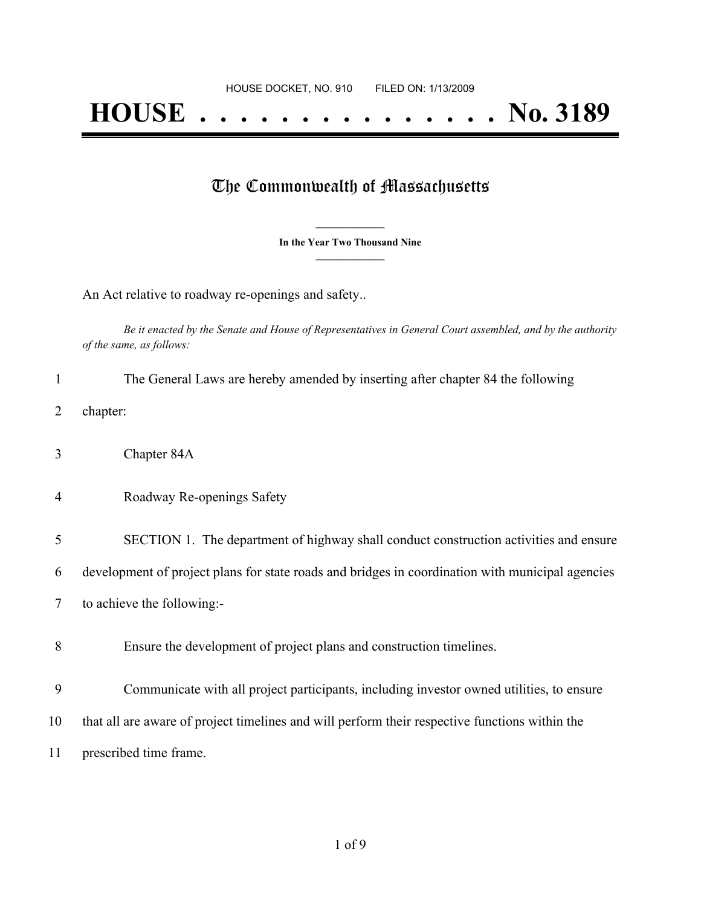HOUSE DOCKET, NO. 910        FILED ON: 1/13/2009

# HOUSE . . . . . . . . . . . . . . . No. 3189

## The Commonwealth of Massachusetts

**In the Year Two Thousand Nine**

An Act relative to roadway re-openings and safety..

*Be it enacted by the Senate and House of Representatives in General Court assembled, and by the authority of the same, as follows:*

The General Laws are hereby amended by inserting after chapter 84 the following chapter:

Chapter 84A

Roadway Re-openings Safety

SECTION 1. The department of highway shall conduct construction activities and ensure development of project plans for state roads and bridges in coordination with municipal agencies to achieve the following:-

Ensure the development of project plans and construction timelines.

Communicate with all project participants, including investor owned utilities, to ensure that all are aware of project timelines and will perform their respective functions within the prescribed time frame.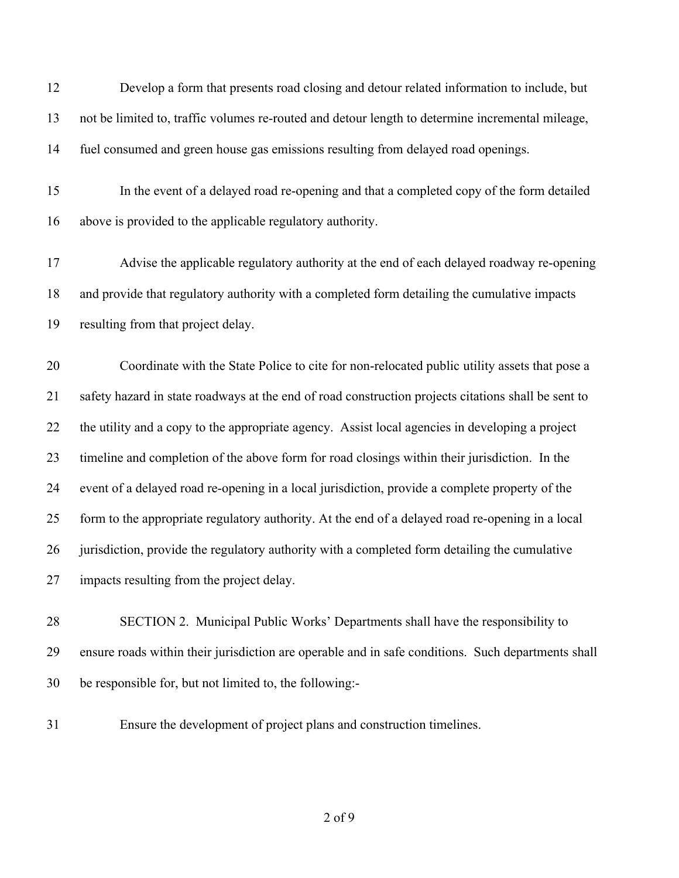Develop a form that presents road closing and detour related information to include, but not be limited to, traffic volumes re-routed and detour length to determine incremental mileage, fuel consumed and green house gas emissions resulting from delayed road openings.

In the event of a delayed road re-opening and that a completed copy of the form detailed above is provided to the applicable regulatory authority.

Advise the applicable regulatory authority at the end of each delayed roadway re-opening and provide that regulatory authority with a completed form detailing the cumulative impacts resulting from that project delay.

Coordinate with the State Police to cite for non-relocated public utility assets that pose a safety hazard in state roadways at the end of road construction projects citations shall be sent to the utility and a copy to the appropriate agency. Assist local agencies in developing a project timeline and completion of the above form for road closings within their jurisdiction. In the event of a delayed road re-opening in a local jurisdiction, provide a complete property of the form to the appropriate regulatory authority. At the end of a delayed road re-opening in a local jurisdiction, provide the regulatory authority with a completed form detailing the cumulative impacts resulting from the project delay.

SECTION 2. Municipal Public Works' Departments shall have the responsibility to ensure roads within their jurisdiction are operable and in safe conditions. Such departments shall be responsible for, but not limited to, the following:-

Ensure the development of project plans and construction timelines.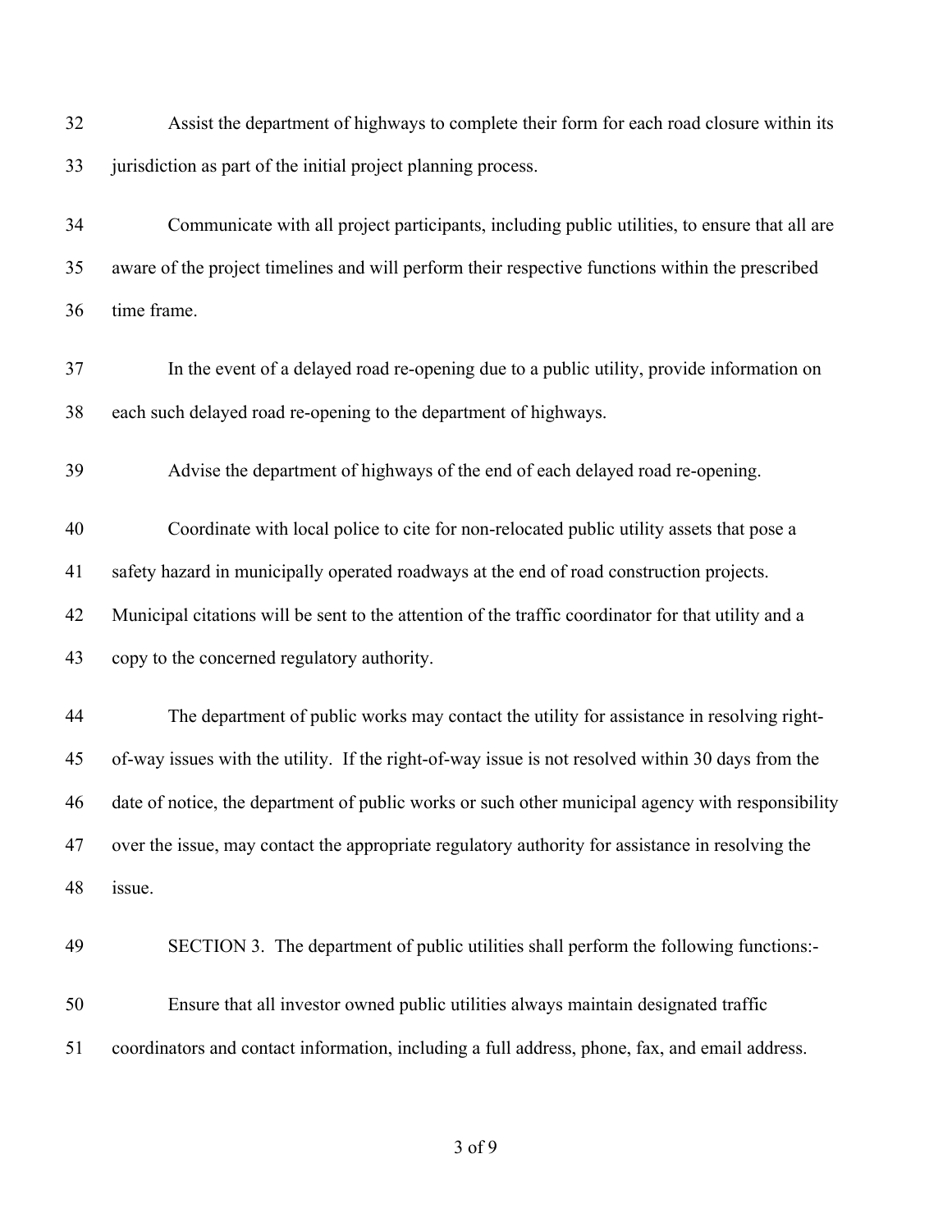Assist the department of highways to complete their form for each road closure within its jurisdiction as part of the initial project planning process.

Communicate with all project participants, including public utilities, to ensure that all are aware of the project timelines and will perform their respective functions within the prescribed time frame.

In the event of a delayed road re-opening due to a public utility, provide information on each such delayed road re-opening to the department of highways.

Advise the department of highways of the end of each delayed road re-opening.

Coordinate with local police to cite for non-relocated public utility assets that pose a safety hazard in municipally operated roadways at the end of road construction projects. Municipal citations will be sent to the attention of the traffic coordinator for that utility and a copy to the concerned regulatory authority.

The department of public works may contact the utility for assistance in resolving right-of-way issues with the utility. If the right-of-way issue is not resolved within 30 days from the date of notice, the department of public works or such other municipal agency with responsibility over the issue, may contact the appropriate regulatory authority for assistance in resolving the issue.

SECTION 3. The department of public utilities shall perform the following functions:-

Ensure that all investor owned public utilities always maintain designated traffic coordinators and contact information, including a full address, phone, fax, and email address.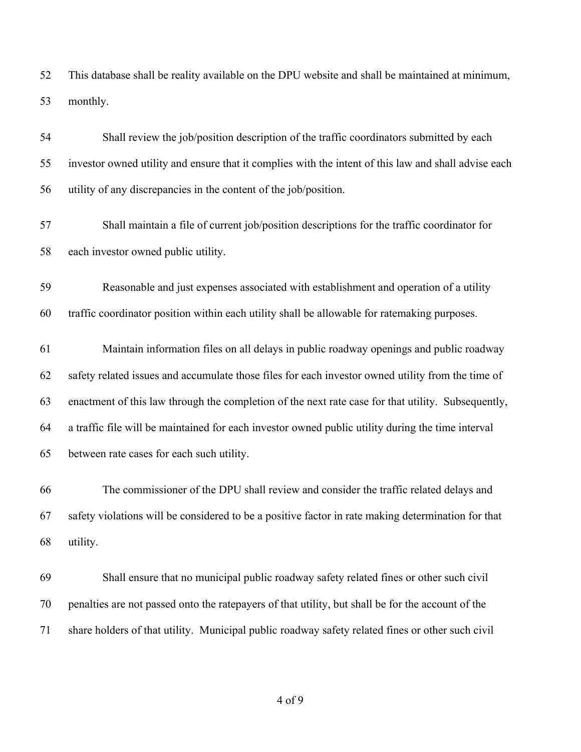This database shall be reality available on the DPU website and shall be maintained at minimum, monthly.

Shall review the job/position description of the traffic coordinators submitted by each investor owned utility and ensure that it complies with the intent of this law and shall advise each utility of any discrepancies in the content of the job/position.

Shall maintain a file of current job/position descriptions for the traffic coordinator for each investor owned public utility.

Reasonable and just expenses associated with establishment and operation of a utility traffic coordinator position within each utility shall be allowable for ratemaking purposes.

Maintain information files on all delays in public roadway openings and public roadway safety related issues and accumulate those files for each investor owned utility from the time of enactment of this law through the completion of the next rate case for that utility. Subsequently, a traffic file will be maintained for each investor owned public utility during the time interval between rate cases for each such utility.

The commissioner of the DPU shall review and consider the traffic related delays and safety violations will be considered to be a positive factor in rate making determination for that utility.

Shall ensure that no municipal public roadway safety related fines or other such civil penalties are not passed onto the ratepayers of that utility, but shall be for the account of the share holders of that utility. Municipal public roadway safety related fines or other such civil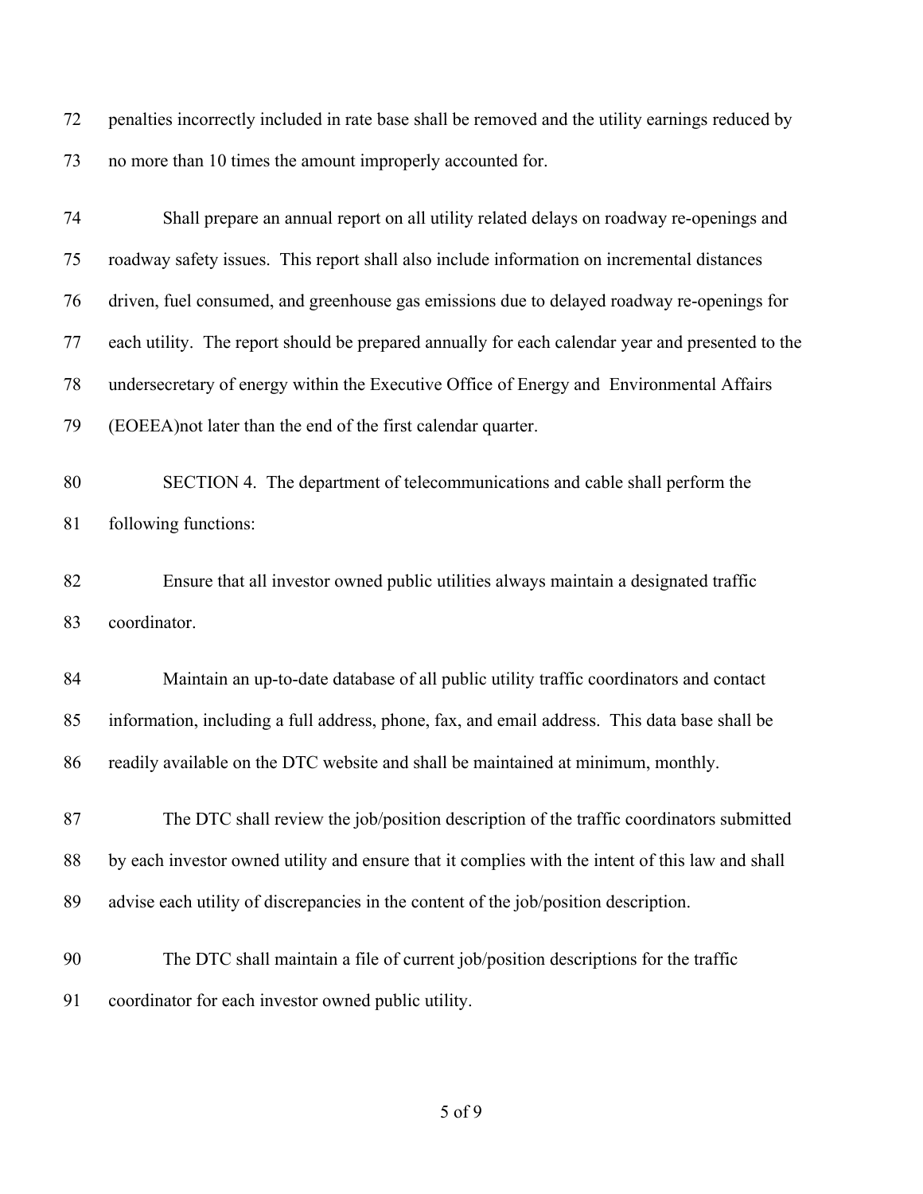penalties incorrectly included in rate base shall be removed and the utility earnings reduced by no more than 10 times the amount improperly accounted for.

Shall prepare an annual report on all utility related delays on roadway re-openings and roadway safety issues. This report shall also include information on incremental distances driven, fuel consumed, and greenhouse gas emissions due to delayed roadway re-openings for each utility. The report should be prepared annually for each calendar year and presented to the undersecretary of energy within the Executive Office of Energy and Environmental Affairs (EOEEA)not later than the end of the first calendar quarter.

SECTION 4. The department of telecommunications and cable shall perform the following functions:

Ensure that all investor owned public utilities always maintain a designated traffic coordinator.

Maintain an up-to-date database of all public utility traffic coordinators and contact information, including a full address, phone, fax, and email address. This data base shall be readily available on the DTC website and shall be maintained at minimum, monthly.

The DTC shall review the job/position description of the traffic coordinators submitted by each investor owned utility and ensure that it complies with the intent of this law and shall advise each utility of discrepancies in the content of the job/position description.

The DTC shall maintain a file of current job/position descriptions for the traffic coordinator for each investor owned public utility.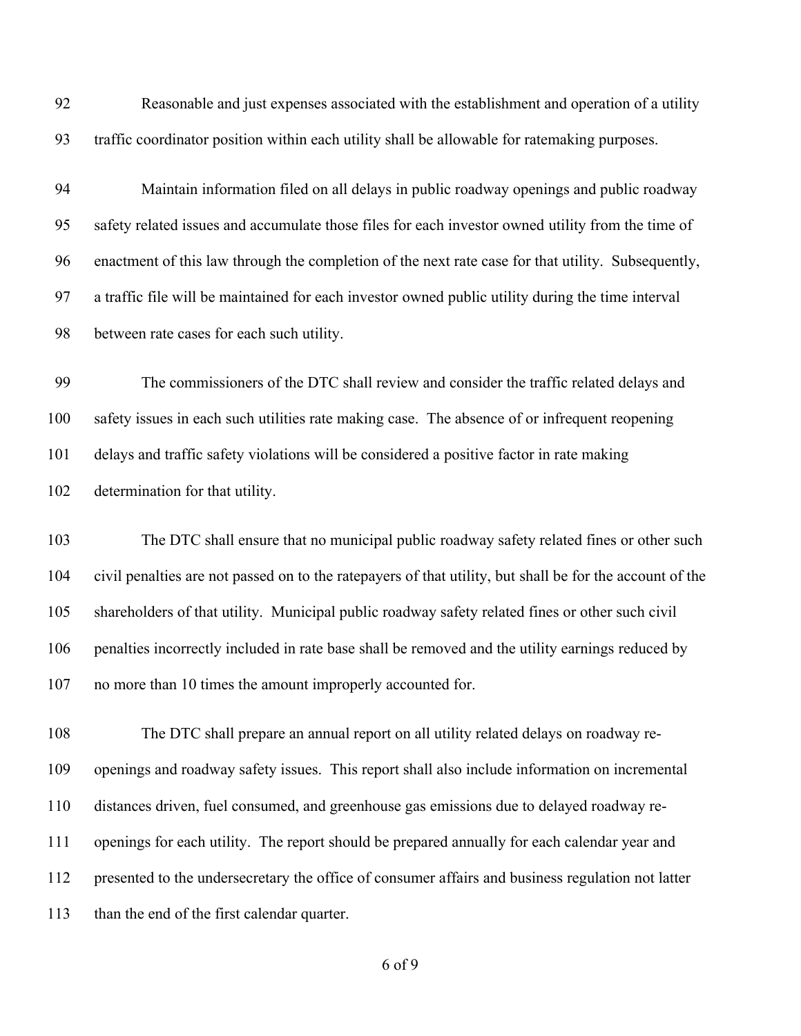Reasonable and just expenses associated with the establishment and operation of a utility traffic coordinator position within each utility shall be allowable for ratemaking purposes.

Maintain information filed on all delays in public roadway openings and public roadway safety related issues and accumulate those files for each investor owned utility from the time of enactment of this law through the completion of the next rate case for that utility. Subsequently, a traffic file will be maintained for each investor owned public utility during the time interval between rate cases for each such utility.

The commissioners of the DTC shall review and consider the traffic related delays and safety issues in each such utilities rate making case. The absence of or infrequent reopening delays and traffic safety violations will be considered a positive factor in rate making determination for that utility.

The DTC shall ensure that no municipal public roadway safety related fines or other such civil penalties are not passed on to the ratepayers of that utility, but shall be for the account of the shareholders of that utility. Municipal public roadway safety related fines or other such civil penalties incorrectly included in rate base shall be removed and the utility earnings reduced by no more than 10 times the amount improperly accounted for.

The DTC shall prepare an annual report on all utility related delays on roadway re-openings and roadway safety issues. This report shall also include information on incremental distances driven, fuel consumed, and greenhouse gas emissions due to delayed roadway re-openings for each utility. The report should be prepared annually for each calendar year and presented to the undersecretary the office of consumer affairs and business regulation not latter than the end of the first calendar quarter.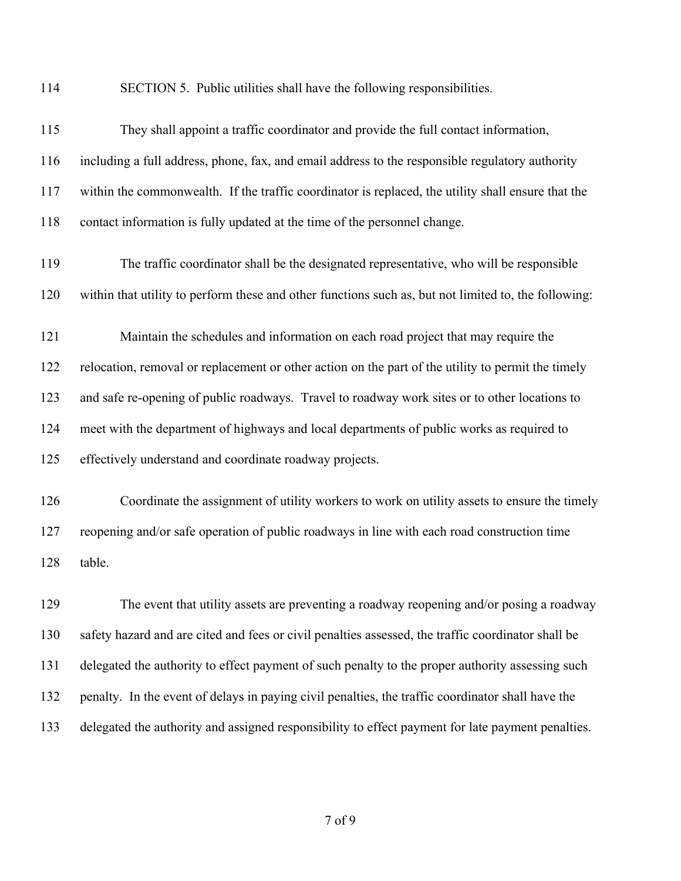SECTION 5. Public utilities shall have the following responsibilities.

They shall appoint a traffic coordinator and provide the full contact information, including a full address, phone, fax, and email address to the responsible regulatory authority within the commonwealth. If the traffic coordinator is replaced, the utility shall ensure that the contact information is fully updated at the time of the personnel change.

The traffic coordinator shall be the designated representative, who will be responsible within that utility to perform these and other functions such as, but not limited to, the following:

Maintain the schedules and information on each road project that may require the relocation, removal or replacement or other action on the part of the utility to permit the timely and safe re-opening of public roadways. Travel to roadway work sites or to other locations to meet with the department of highways and local departments of public works as required to effectively understand and coordinate roadway projects.

Coordinate the assignment of utility workers to work on utility assets to ensure the timely reopening and/or safe operation of public roadways in line with each road construction time table.

The event that utility assets are preventing a roadway reopening and/or posing a roadway safety hazard and are cited and fees or civil penalties assessed, the traffic coordinator shall be delegated the authority to effect payment of such penalty to the proper authority assessing such penalty. In the event of delays in paying civil penalties, the traffic coordinator shall have the delegated the authority and assigned responsibility to effect payment for late payment penalties.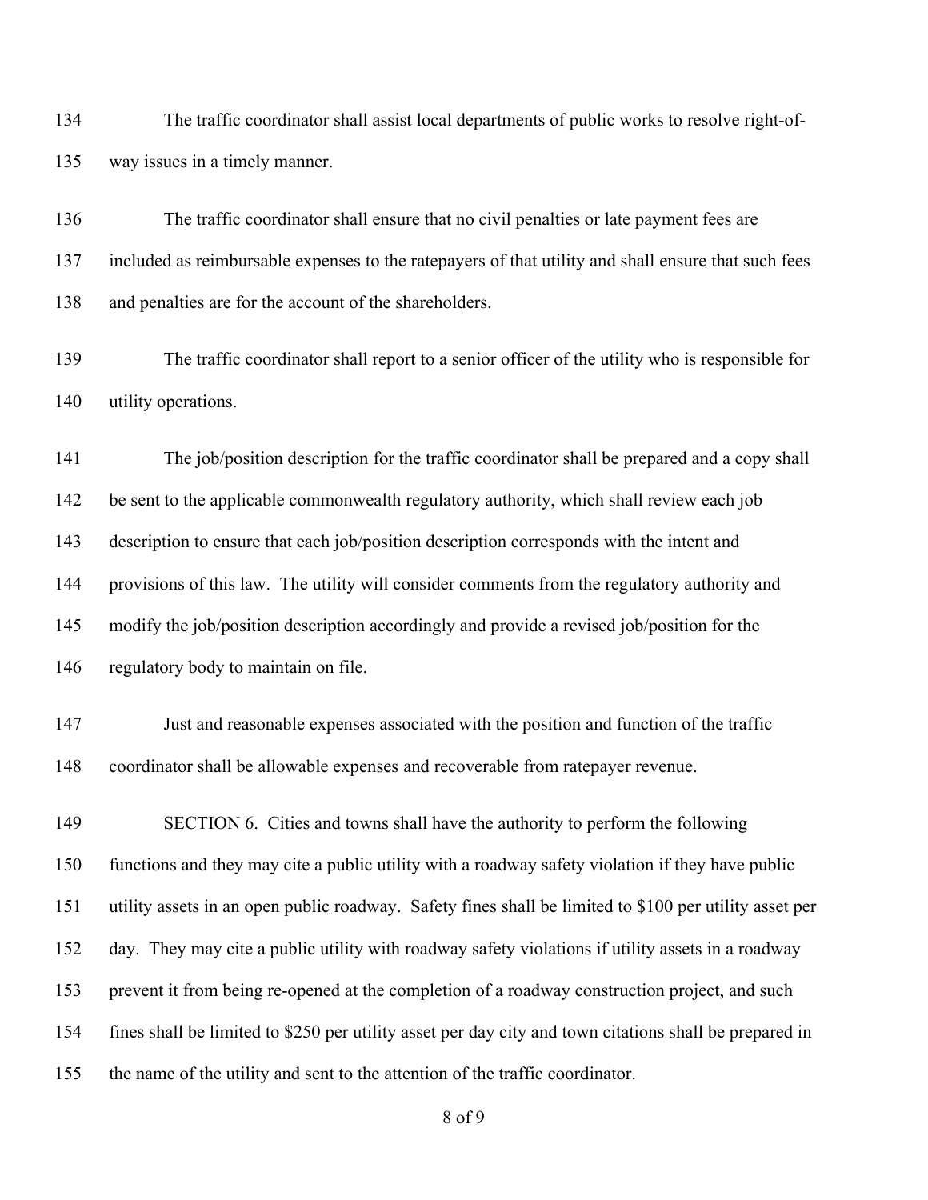The traffic coordinator shall assist local departments of public works to resolve right-of-way issues in a timely manner.

The traffic coordinator shall ensure that no civil penalties or late payment fees are included as reimbursable expenses to the ratepayers of that utility and shall ensure that such fees and penalties are for the account of the shareholders.

The traffic coordinator shall report to a senior officer of the utility who is responsible for utility operations.

The job/position description for the traffic coordinator shall be prepared and a copy shall be sent to the applicable commonwealth regulatory authority, which shall review each job description to ensure that each job/position description corresponds with the intent and provisions of this law. The utility will consider comments from the regulatory authority and modify the job/position description accordingly and provide a revised job/position for the regulatory body to maintain on file.

Just and reasonable expenses associated with the position and function of the traffic coordinator shall be allowable expenses and recoverable from ratepayer revenue.

SECTION 6. Cities and towns shall have the authority to perform the following functions and they may cite a public utility with a roadway safety violation if they have public utility assets in an open public roadway. Safety fines shall be limited to $100 per utility asset per day. They may cite a public utility with roadway safety violations if utility assets in a roadway prevent it from being re-opened at the completion of a roadway construction project, and such fines shall be limited to $250 per utility asset per day city and town citations shall be prepared in the name of the utility and sent to the attention of the traffic coordinator.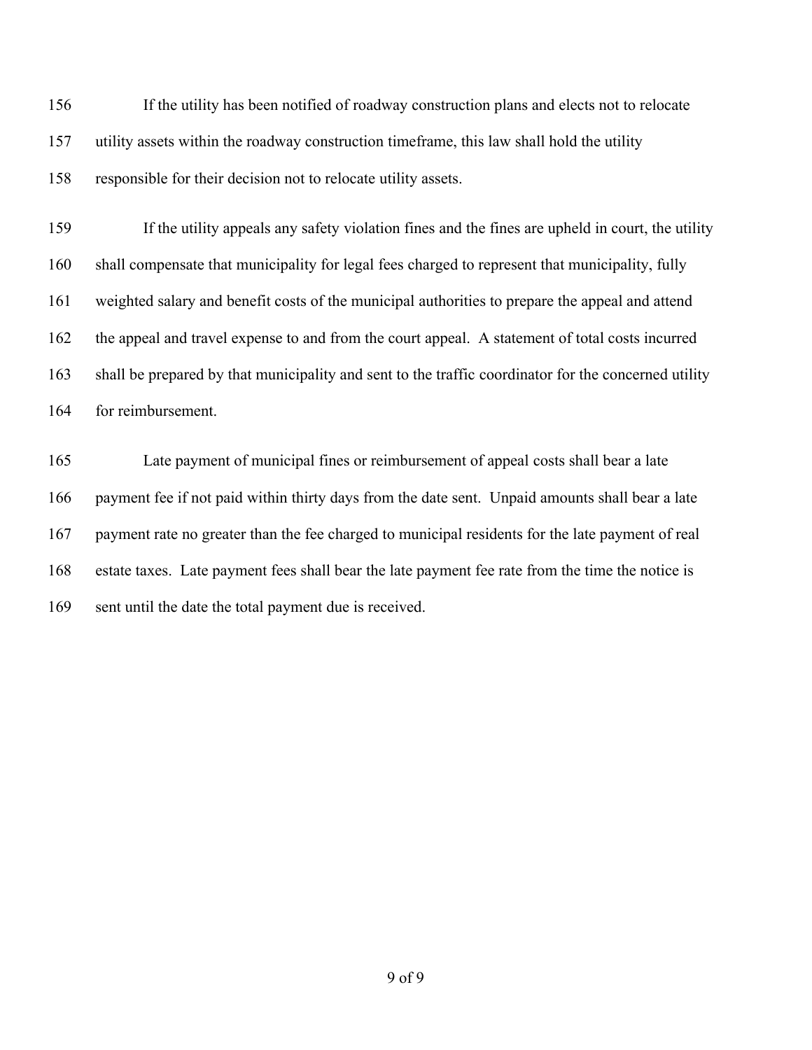If the utility has been notified of roadway construction plans and elects not to relocate utility assets within the roadway construction timeframe, this law shall hold the utility responsible for their decision not to relocate utility assets.

If the utility appeals any safety violation fines and the fines are upheld in court, the utility shall compensate that municipality for legal fees charged to represent that municipality, fully weighted salary and benefit costs of the municipal authorities to prepare the appeal and attend the appeal and travel expense to and from the court appeal. A statement of total costs incurred shall be prepared by that municipality and sent to the traffic coordinator for the concerned utility for reimbursement.

Late payment of municipal fines or reimbursement of appeal costs shall bear a late payment fee if not paid within thirty days from the date sent. Unpaid amounts shall bear a late payment rate no greater than the fee charged to municipal residents for the late payment of real estate taxes. Late payment fees shall bear the late payment fee rate from the time the notice is sent until the date the total payment due is received.